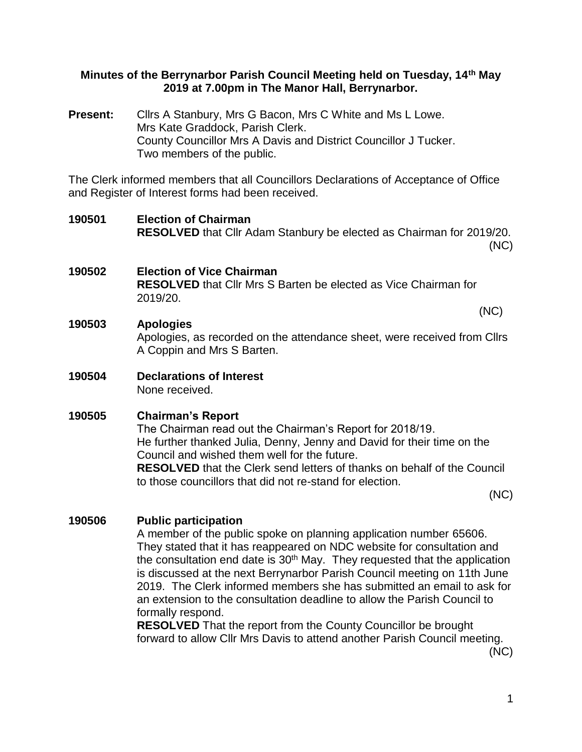**Minutes of the Berrynarbor Parish Council Meeting held on Tuesday, 14th May 2019 at 7.00pm in The Manor Hall, Berrynarbor.**

**Present:** Cllrs A Stanbury, Mrs G Bacon, Mrs C White and Ms L Lowe.
Mrs Kate Graddock, Parish Clerk.
County Councillor Mrs A Davis and District Councillor J Tucker.
Two members of the public.

The Clerk informed members that all Councillors Declarations of Acceptance of Office and Register of Interest forms had been received.

**190501 Election of Chairman**
**RESOLVED** that Cllr Adam Stanbury be elected as Chairman for 2019/20.
(NC)

**190502 Election of Vice Chairman**
**RESOLVED** that Cllr Mrs S Barten be elected as Vice Chairman for 2019/20.
(NC)

**190503 Apologies**
Apologies, as recorded on the attendance sheet, were received from Cllrs A Coppin and Mrs S Barten.

**190504 Declarations of Interest**
None received.

**190505 Chairman's Report**
The Chairman read out the Chairman's Report for 2018/19.
He further thanked Julia, Denny, Jenny and David for their time on the Council and wished them well for the future.
**RESOLVED** that the Clerk send letters of thanks on behalf of the Council to those councillors that did not re-stand for election.
(NC)

**190506 Public participation**
A member of the public spoke on planning application number 65606. They stated that it has reappeared on NDC website for consultation and the consultation end date is 30th May. They requested that the application is discussed at the next Berrynarbor Parish Council meeting on 11th June 2019. The Clerk informed members she has submitted an email to ask for an extension to the consultation deadline to allow the Parish Council to formally respond.
**RESOLVED** That the report from the County Councillor be brought forward to allow Cllr Mrs Davis to attend another Parish Council meeting.
(NC)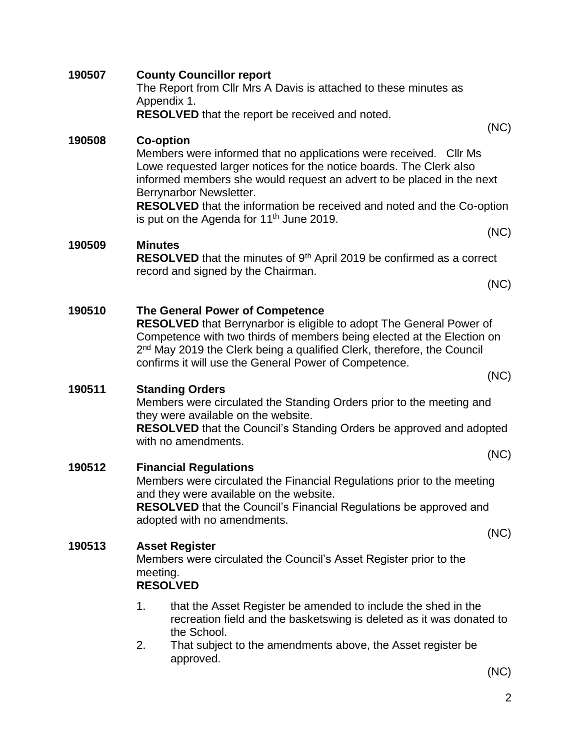**190507 County Councillor report**

The Report from Cllr Mrs A Davis is attached to these minutes as Appendix 1.

**RESOLVED** that the report be received and noted.

(NC)

**190508 Co-option**

Members were informed that no applications were received. Cllr Ms Lowe requested larger notices for the notice boards. The Clerk also informed members she would request an advert to be placed in the next Berrynarbor Newsletter.

**RESOLVED** that the information be received and noted and the Co-option is put on the Agenda for 11th June 2019.

(NC)

**190509 Minutes**

**RESOLVED** that the minutes of 9th April 2019 be confirmed as a correct record and signed by the Chairman.

(NC)

**190510 The General Power of Competence**

**RESOLVED** that Berrynarbor is eligible to adopt The General Power of Competence with two thirds of members being elected at the Election on 2nd May 2019 the Clerk being a qualified Clerk, therefore, the Council confirms it will use the General Power of Competence.

(NC)

**190511 Standing Orders**

Members were circulated the Standing Orders prior to the meeting and they were available on the website.

**RESOLVED** that the Council's Standing Orders be approved and adopted with no amendments.

(NC)

**190512 Financial Regulations**

Members were circulated the Financial Regulations prior to the meeting and they were available on the website.

**RESOLVED** that the Council's Financial Regulations be approved and adopted with no amendments.

(NC)

**190513 Asset Register**

Members were circulated the Council's Asset Register prior to the meeting.

**RESOLVED**

1. that the Asset Register be amended to include the shed in the recreation field and the basketswing is deleted as it was donated to the School.
2. That subject to the amendments above, the Asset register be approved.

(NC)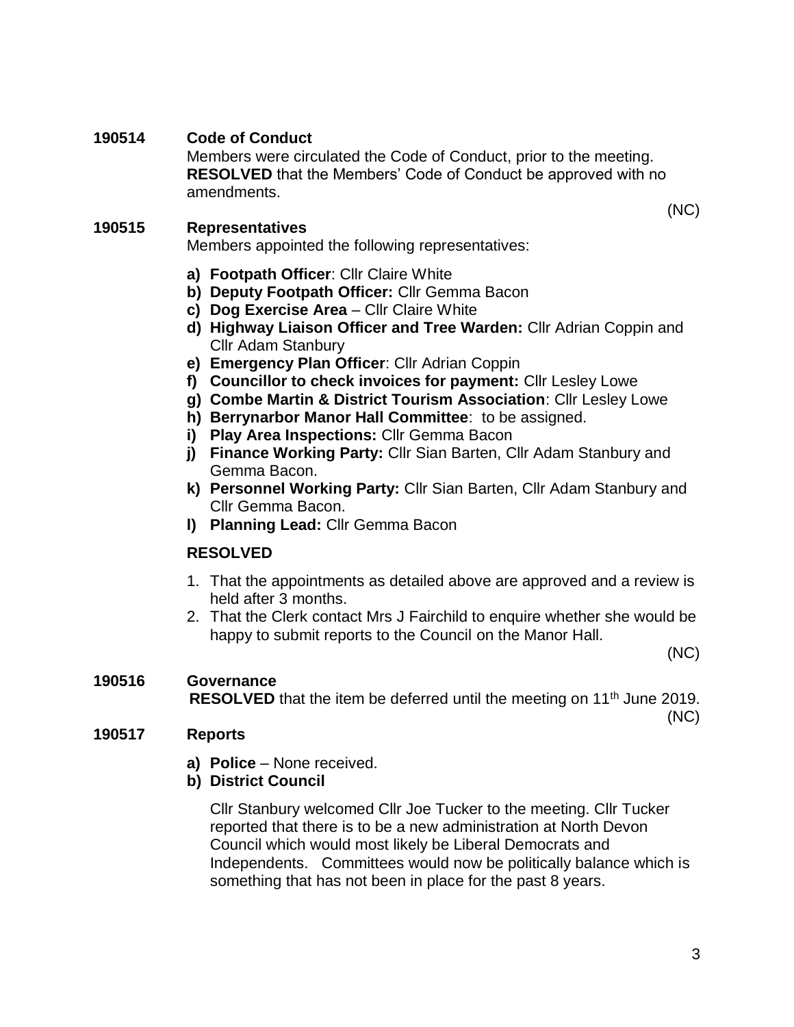**190514 Code of Conduct**

Members were circulated the Code of Conduct, prior to the meeting. **RESOLVED** that the Members' Code of Conduct be approved with no amendments.

(NC)

**190515 Representatives**

Members appointed the following representatives:

a) **Footpath Officer**: Cllr Claire White
b) **Deputy Footpath Officer:** Cllr Gemma Bacon
c) **Dog Exercise Area** – Cllr Claire White
d) **Highway Liaison Officer and Tree Warden:** Cllr Adrian Coppin and Cllr Adam Stanbury
e) **Emergency Plan Officer**: Cllr Adrian Coppin
f) **Councillor to check invoices for payment:** Cllr Lesley Lowe
g) **Combe Martin & District Tourism Association**: Cllr Lesley Lowe
h) **Berrynarbor Manor Hall Committee**: to be assigned.
i) **Play Area Inspections:** Cllr Gemma Bacon
j) **Finance Working Party:** Cllr Sian Barten, Cllr Adam Stanbury and Gemma Bacon.
k) **Personnel Working Party:** Cllr Sian Barten, Cllr Adam Stanbury and Cllr Gemma Bacon.
l) **Planning Lead:** Cllr Gemma Bacon

**RESOLVED**

1. That the appointments as detailed above are approved and a review is held after 3 months.
2. That the Clerk contact Mrs J Fairchild to enquire whether she would be happy to submit reports to the Council on the Manor Hall.

(NC)

**190516 Governance**

**RESOLVED** that the item be deferred until the meeting on 11th June 2019.

(NC)

**190517 Reports**

a) **Police** – None received.
b) **District Council**

Cllr Stanbury welcomed Cllr Joe Tucker to the meeting. Cllr Tucker reported that there is to be a new administration at North Devon Council which would most likely be Liberal Democrats and Independents. Committees would now be politically balance which is something that has not been in place for the past 8 years.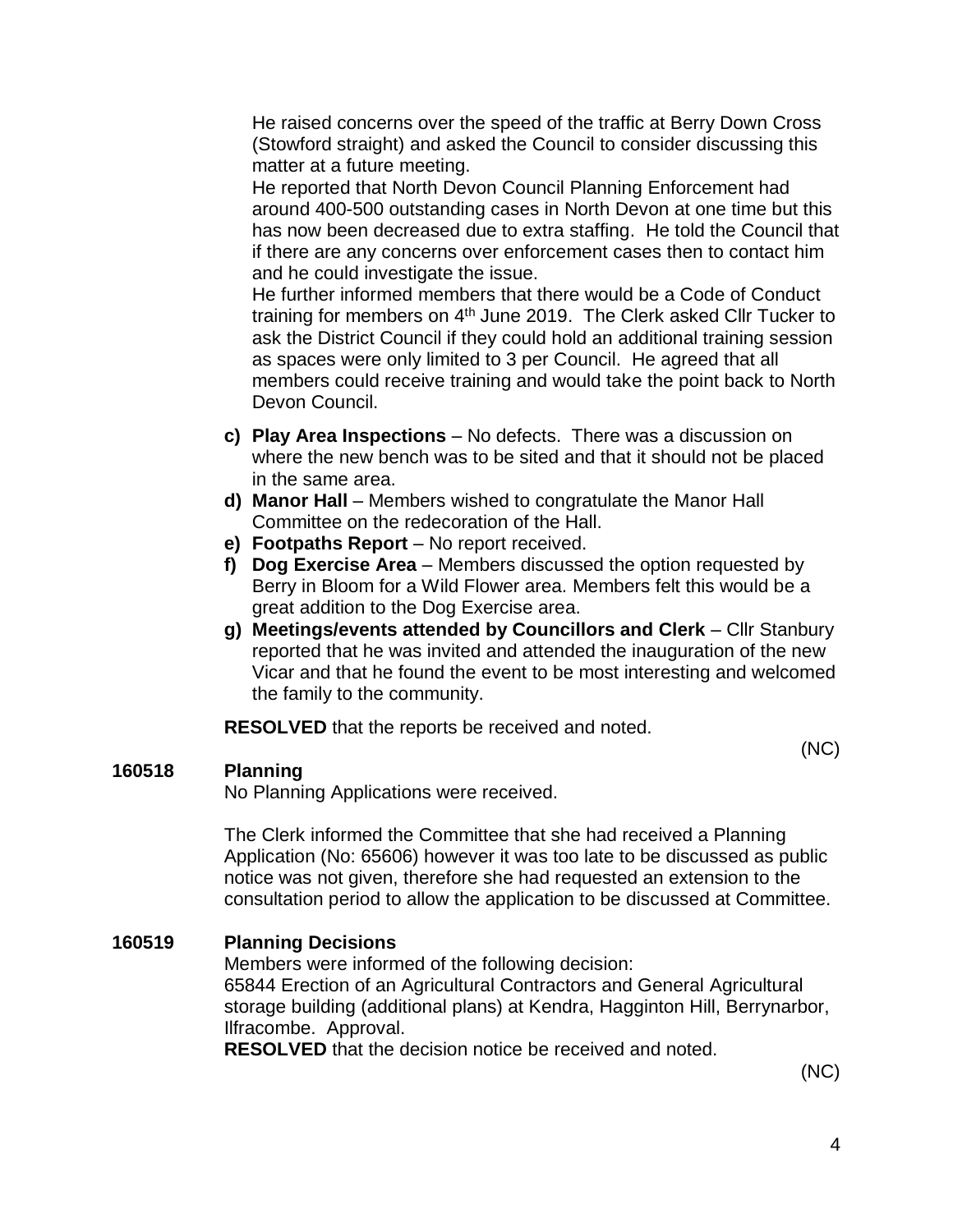He raised concerns over the speed of the traffic at Berry Down Cross (Stowford straight) and asked the Council to consider discussing this matter at a future meeting.

He reported that North Devon Council Planning Enforcement had around 400-500 outstanding cases in North Devon at one time but this has now been decreased due to extra staffing. He told the Council that if there are any concerns over enforcement cases then to contact him and he could investigate the issue.

He further informed members that there would be a Code of Conduct training for members on 4th June 2019. The Clerk asked Cllr Tucker to ask the District Council if they could hold an additional training session as spaces were only limited to 3 per Council. He agreed that all members could receive training and would take the point back to North Devon Council.

c) **Play Area Inspections** – No defects. There was a discussion on where the new bench was to be sited and that it should not be placed in the same area.

d) **Manor Hall** – Members wished to congratulate the Manor Hall Committee on the redecoration of the Hall.

e) **Footpaths Report** – No report received.

f) **Dog Exercise Area** – Members discussed the option requested by Berry in Bloom for a Wild Flower area. Members felt this would be a great addition to the Dog Exercise area.

g) **Meetings/events attended by Councillors and Clerk** – Cllr Stanbury reported that he was invited and attended the inauguration of the new Vicar and that he found the event to be most interesting and welcomed the family to the community.

**RESOLVED** that the reports be received and noted.

(NC)

**160518 Planning**

No Planning Applications were received.

The Clerk informed the Committee that she had received a Planning Application (No: 65606) however it was too late to be discussed as public notice was not given, therefore she had requested an extension to the consultation period to allow the application to be discussed at Committee.

**160519 Planning Decisions**

Members were informed of the following decision:

65844 Erection of an Agricultural Contractors and General Agricultural storage building (additional plans) at Kendra, Hagginton Hill, Berrynarbor, Ilfracombe. Approval.

**RESOLVED** that the decision notice be received and noted.

(NC)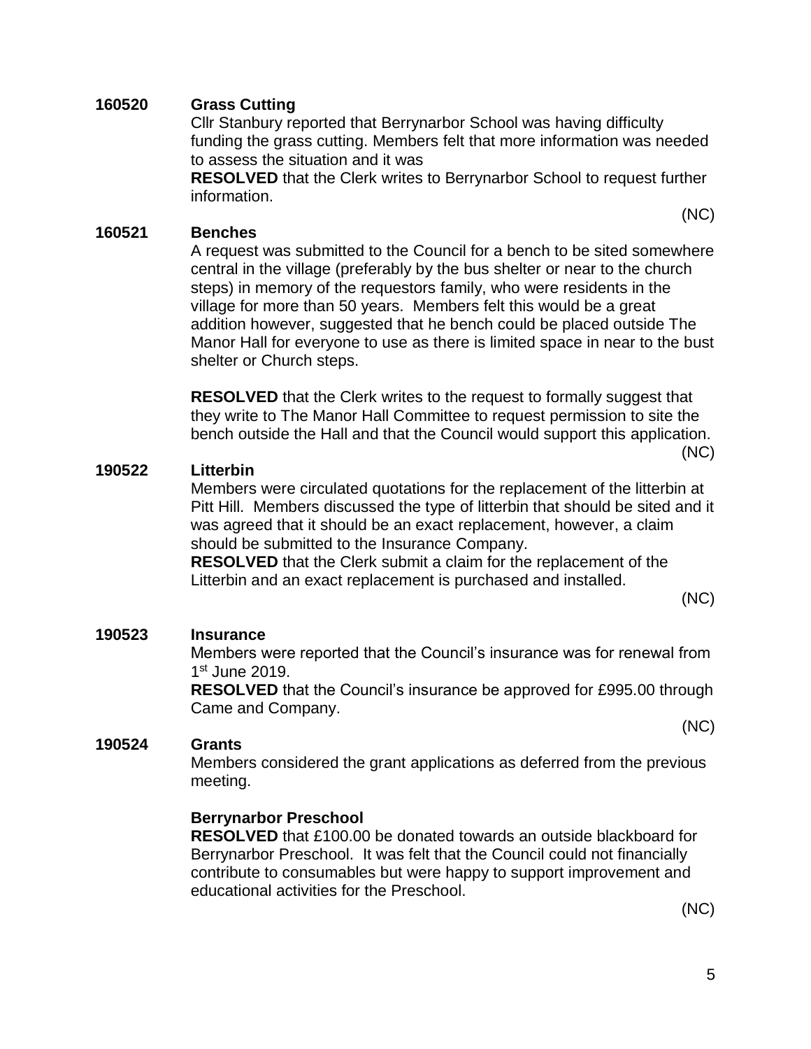**160520 Grass Cutting**

Cllr Stanbury reported that Berrynarbor School was having difficulty funding the grass cutting. Members felt that more information was needed to assess the situation and it was

**RESOLVED** that the Clerk writes to Berrynarbor School to request further information.

(NC)

**160521 Benches**

A request was submitted to the Council for a bench to be sited somewhere central in the village (preferably by the bus shelter or near to the church steps) in memory of the requestors family, who were residents in the village for more than 50 years. Members felt this would be a great addition however, suggested that he bench could be placed outside The Manor Hall for everyone to use as there is limited space in near to the bust shelter or Church steps.

**RESOLVED** that the Clerk writes to the request to formally suggest that they write to The Manor Hall Committee to request permission to site the bench outside the Hall and that the Council would support this application.

(NC)

**190522 Litterbin**

Members were circulated quotations for the replacement of the litterbin at Pitt Hill. Members discussed the type of litterbin that should be sited and it was agreed that it should be an exact replacement, however, a claim should be submitted to the Insurance Company.

**RESOLVED** that the Clerk submit a claim for the replacement of the Litterbin and an exact replacement is purchased and installed.

(NC)

**190523 Insurance**

Members were reported that the Council's insurance was for renewal from 1st June 2019.

**RESOLVED** that the Council's insurance be approved for £995.00 through Came and Company.

(NC)

**190524 Grants**

Members considered the grant applications as deferred from the previous meeting.

**Berrynarbor Preschool**

**RESOLVED** that £100.00 be donated towards an outside blackboard for Berrynarbor Preschool. It was felt that the Council could not financially contribute to consumables but were happy to support improvement and educational activities for the Preschool.

(NC)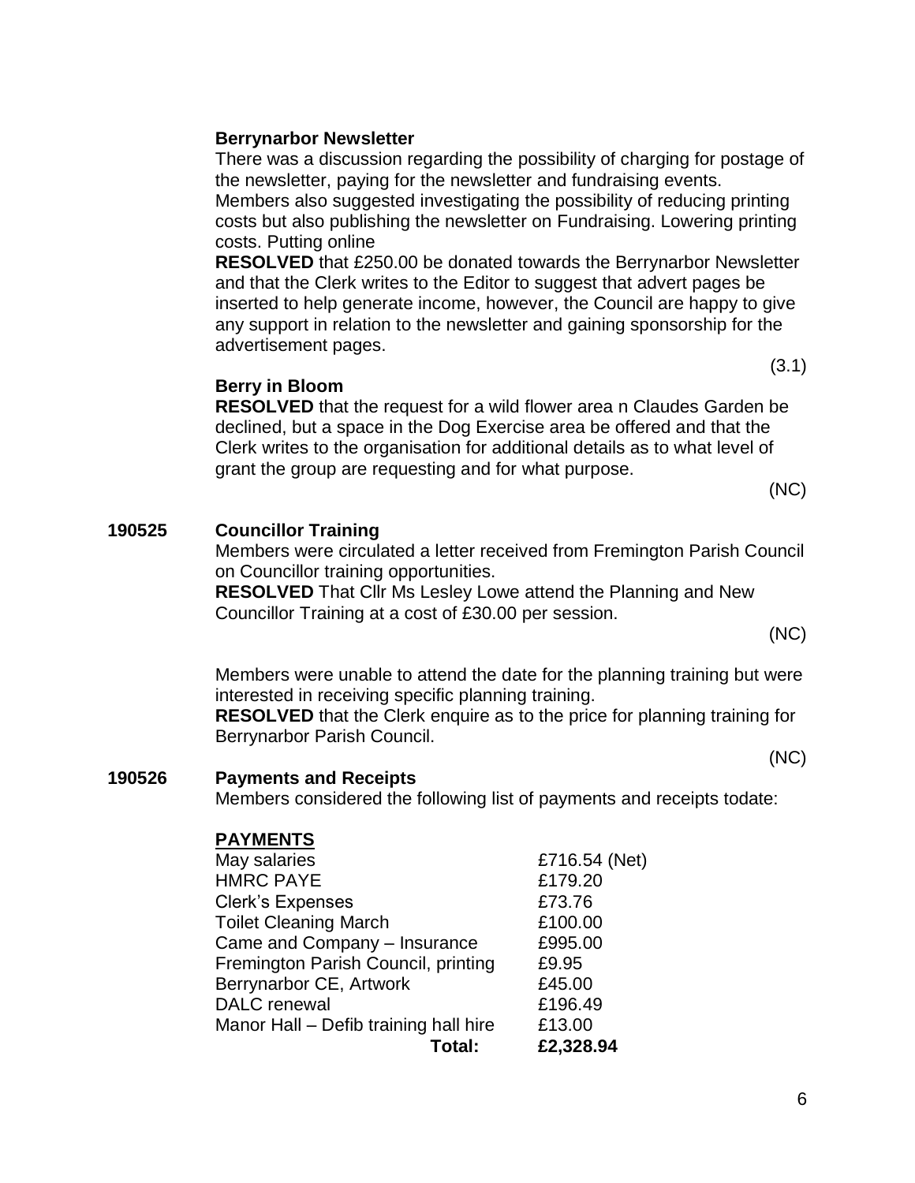**Berrynarbor Newsletter**

There was a discussion regarding the possibility of charging for postage of the newsletter, paying for the newsletter and fundraising events. Members also suggested investigating the possibility of reducing printing costs but also publishing the newsletter on Fundraising. Lowering printing costs. Putting online

**RESOLVED** that £250.00 be donated towards the Berrynarbor Newsletter and that the Clerk writes to the Editor to suggest that advert pages be inserted to help generate income, however, the Council are happy to give any support in relation to the newsletter and gaining sponsorship for the advertisement pages.

(3.1)

**Berry in Bloom**

**RESOLVED** that the request for a wild flower area n Claudes Garden be declined, but a space in the Dog Exercise area be offered and that the Clerk writes to the organisation for additional details as to what level of grant the group are requesting and for what purpose.

(NC)

**190525 Councillor Training**

Members were circulated a letter received from Fremington Parish Council on Councillor training opportunities.

**RESOLVED** That Cllr Ms Lesley Lowe attend the Planning and New Councillor Training at a cost of £30.00 per session.

(NC)

Members were unable to attend the date for the planning training but were interested in receiving specific planning training.

**RESOLVED** that the Clerk enquire as to the price for planning training for Berrynarbor Parish Council.

(NC)

**190526 Payments and Receipts**

Members considered the following list of payments and receipts todate:

**PAYMENTS**

| | |
|---|---|
| May salaries | £716.54 (Net) |
| HMRC PAYE | £179.20 |
| Clerk's Expenses | £73.76 |
| Toilet Cleaning March | £100.00 |
| Came and Company – Insurance | £995.00 |
| Fremington Parish Council, printing | £9.95 |
| Berrynarbor CE, Artwork | £45.00 |
| DALC renewal | £196.49 |
| Manor Hall – Defib training hall hire | £13.00 |
| **Total:** | **£2,328.94** |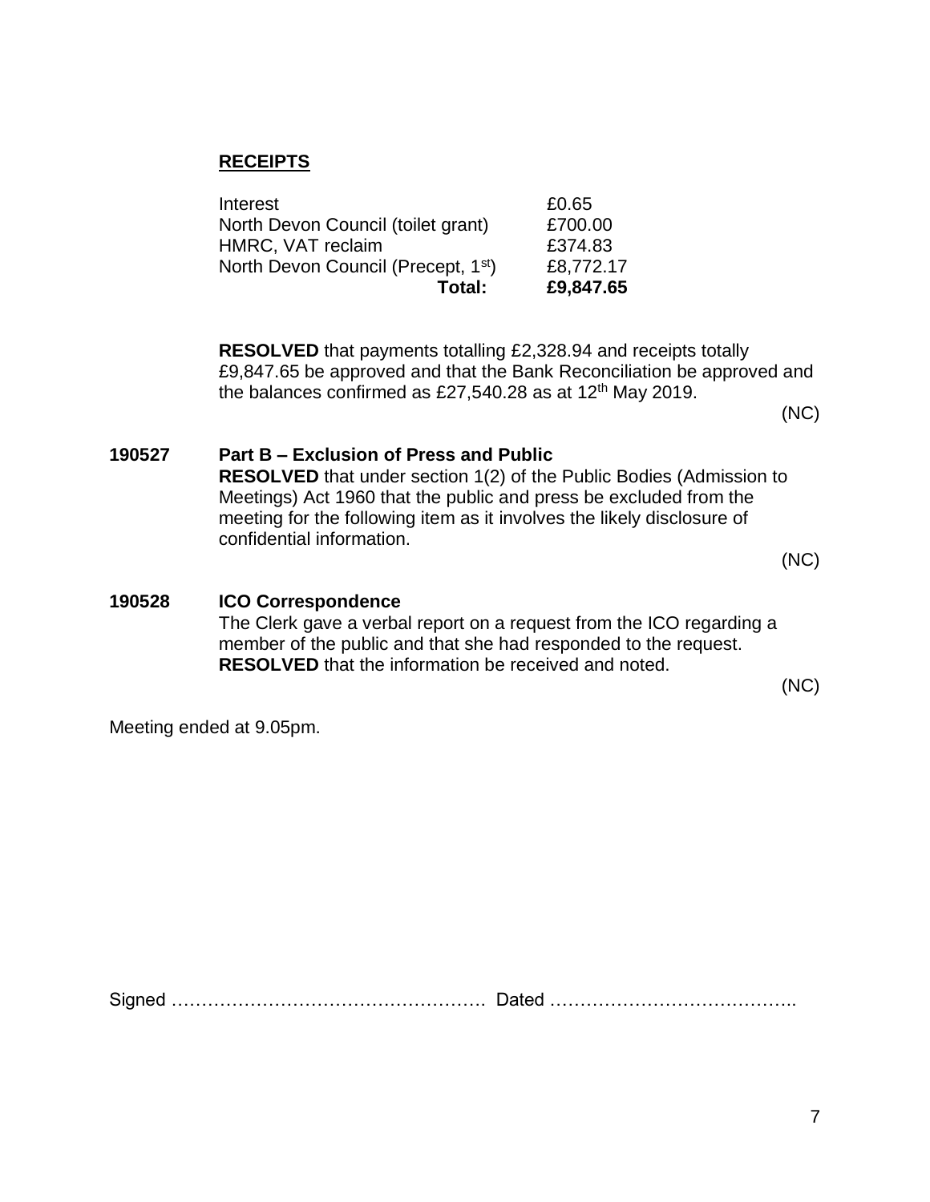**RECEIPTS**

| | |
|---|---|
| Interest | £0.65 |
| North Devon Council (toilet grant) | £700.00 |
| HMRC, VAT reclaim | £374.83 |
| North Devon Council (Precept, 1st) | £8,772.17 |
| **Total:** | **£9,847.65** |

**RESOLVED** that payments totalling £2,328.94 and receipts totally £9,847.65 be approved and that the Bank Reconciliation be approved and the balances confirmed as £27,540.28 as at 12th May 2019.

(NC)

**190527 Part B – Exclusion of Press and Public**

**RESOLVED** that under section 1(2) of the Public Bodies (Admission to Meetings) Act 1960 that the public and press be excluded from the meeting for the following item as it involves the likely disclosure of confidential information.

(NC)

**190528 ICO Correspondence**

The Clerk gave a verbal report on a request from the ICO regarding a member of the public and that she had responded to the request.
**RESOLVED** that the information be received and noted.

(NC)

Meeting ended at 9.05pm.

Signed …………………………………………… Dated …………………………………..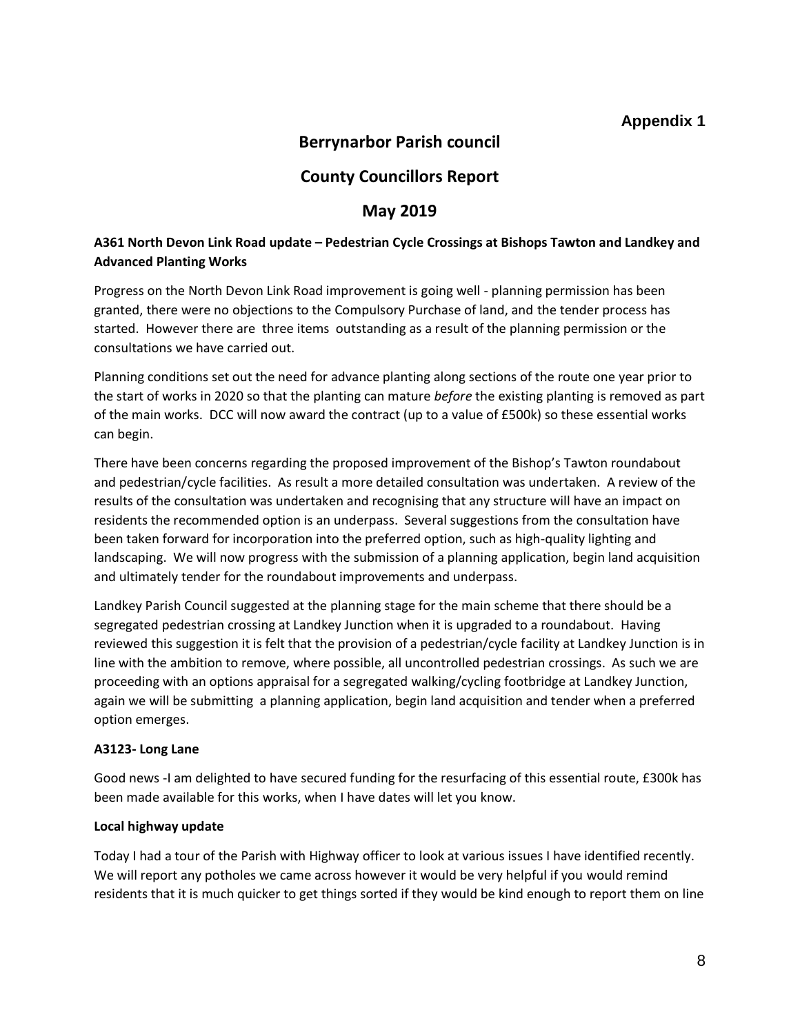**Appendix 1**

# Berrynarbor Parish council

## County Councillors Report

## May 2019

**A361 North Devon Link Road update – Pedestrian Cycle Crossings at Bishops Tawton and Landkey and Advanced Planting Works**

Progress on the North Devon Link Road improvement is going well - planning permission has been granted, there were no objections to the Compulsory Purchase of land, and the tender process has started. However there are three items outstanding as a result of the planning permission or the consultations we have carried out.

Planning conditions set out the need for advance planting along sections of the route one year prior to the start of works in 2020 so that the planting can mature *before* the existing planting is removed as part of the main works. DCC will now award the contract (up to a value of £500k) so these essential works can begin.

There have been concerns regarding the proposed improvement of the Bishop's Tawton roundabout and pedestrian/cycle facilities. As result a more detailed consultation was undertaken. A review of the results of the consultation was undertaken and recognising that any structure will have an impact on residents the recommended option is an underpass. Several suggestions from the consultation have been taken forward for incorporation into the preferred option, such as high-quality lighting and landscaping. We will now progress with the submission of a planning application, begin land acquisition and ultimately tender for the roundabout improvements and underpass.

Landkey Parish Council suggested at the planning stage for the main scheme that there should be a segregated pedestrian crossing at Landkey Junction when it is upgraded to a roundabout. Having reviewed this suggestion it is felt that the provision of a pedestrian/cycle facility at Landkey Junction is in line with the ambition to remove, where possible, all uncontrolled pedestrian crossings. As such we are proceeding with an options appraisal for a segregated walking/cycling footbridge at Landkey Junction, again we will be submitting a planning application, begin land acquisition and tender when a preferred option emerges.

**A3123- Long Lane**

Good news -I am delighted to have secured funding for the resurfacing of this essential route, £300k has been made available for this works, when I have dates will let you know.

**Local highway update**

Today I had a tour of the Parish with Highway officer to look at various issues I have identified recently. We will report any potholes we came across however it would be very helpful if you would remind residents that it is much quicker to get things sorted if they would be kind enough to report them on line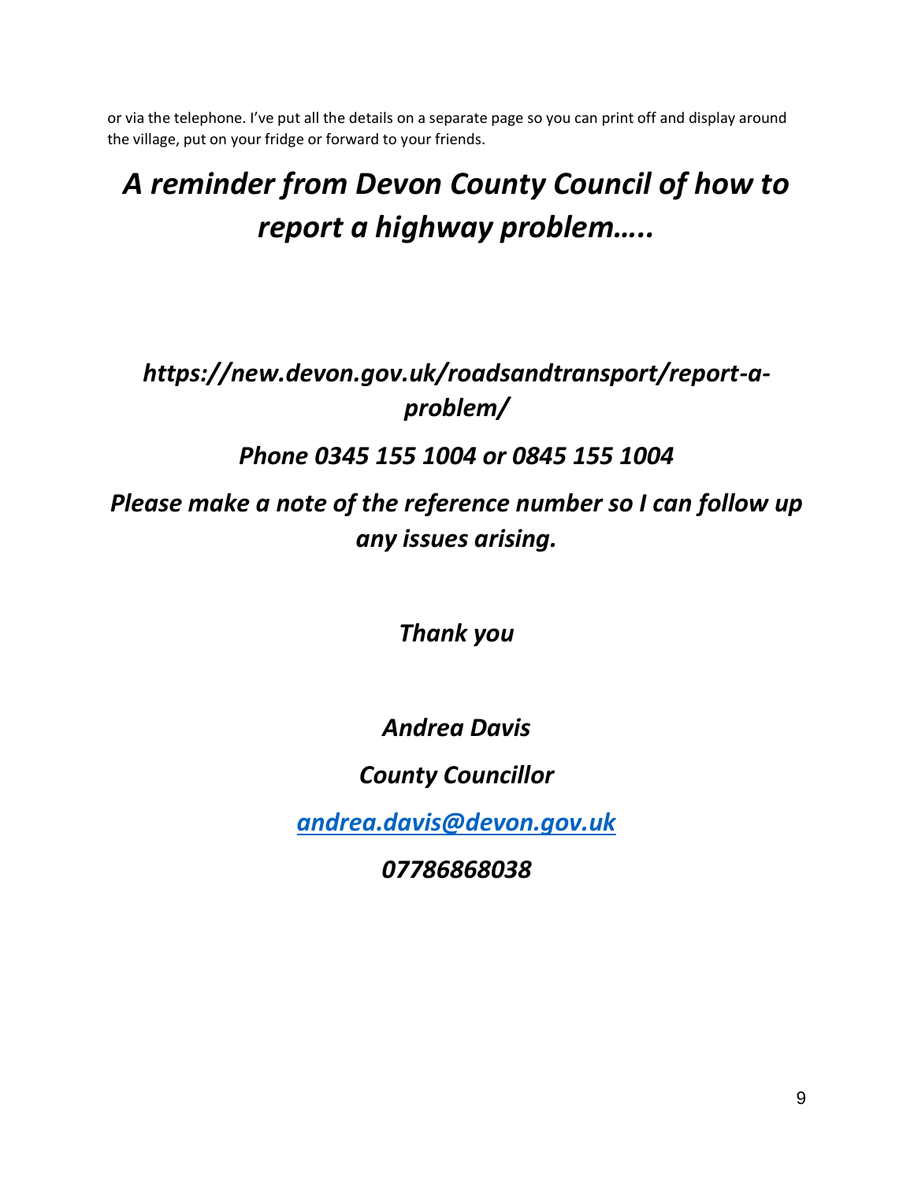or via the telephone. I've put all the details on a separate page so you can print off and display around the village, put on your fridge or forward to your friends.

# *A reminder from Devon County Council of how to report a highway problem…..*

***https://new.devon.gov.uk/roadsandtransport/report-a-problem/***

***Phone 0345 155 1004 or 0845 155 1004***

***Please make a note of the reference number so I can follow up any issues arising.***

***Thank you***

***Andrea Davis***

***County Councillor***

***andrea.davis@devon.gov.uk***

***07786868038***